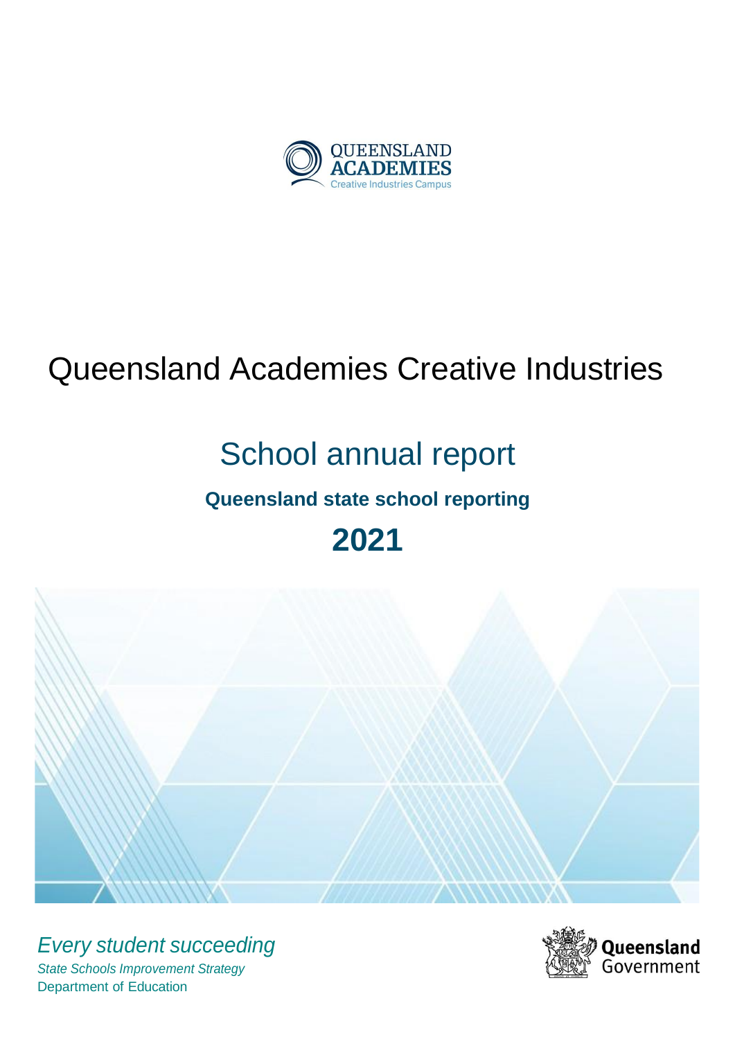QUEENSLAND ACADEMIES
Creative Industries Campus

# Queensland Academies Creative Industries

## School annual report

### Queensland state school reporting

## 2021

*Every student succeeding*

*State Schools Improvement Strategy*

Department of Education

Queensland Government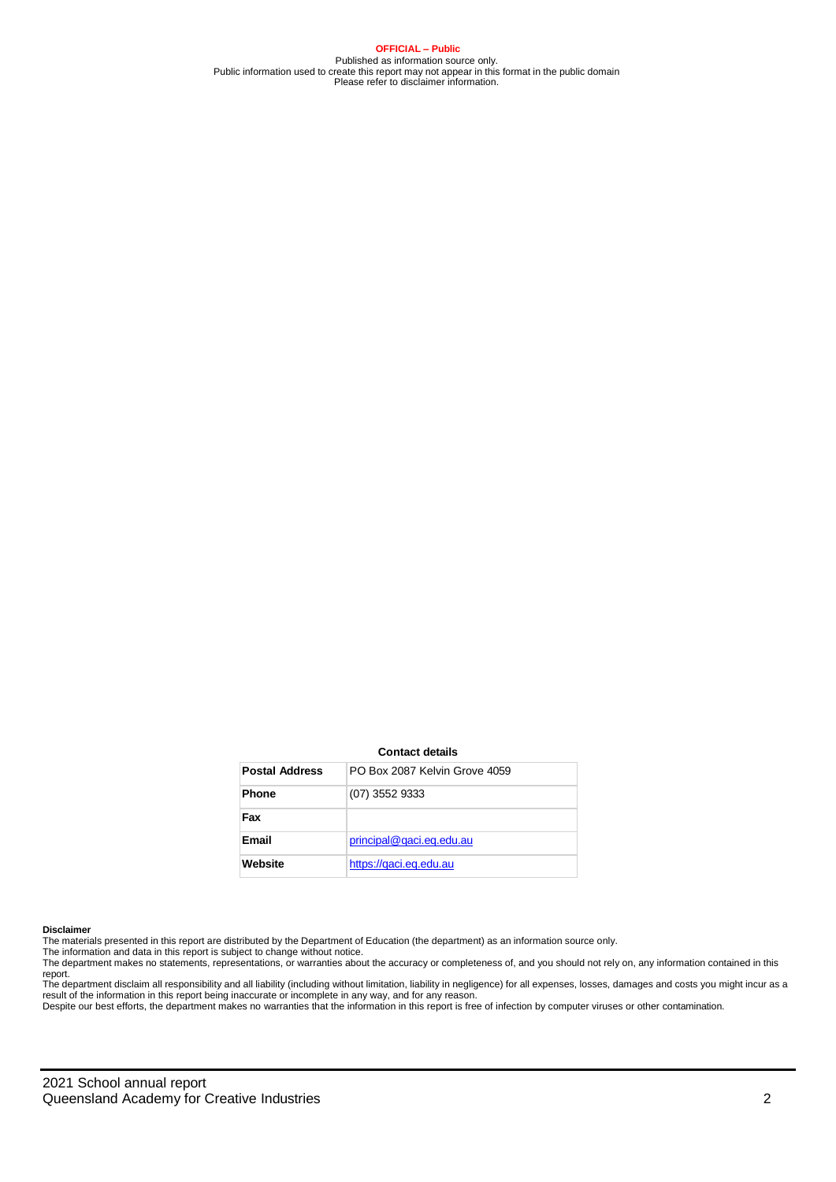**OFFICIAL – Public**

Published as information source only.
Public information used to create this report may not appear in this format in the public domain
Please refer to disclaimer information.

**Contact details**

| Postal Address | PO Box 2087 Kelvin Grove 4059 |
|---|---|
| Phone | (07) 3552 9333 |
| Fax | |
| Email | principal@qaci.eq.edu.au |
| Website | https://qaci.eq.edu.au |

**Disclaimer**

The materials presented in this report are distributed by the Department of Education (the department) as an information source only.

The information and data in this report is subject to change without notice.

The department makes no statements, representations, or warranties about the accuracy or completeness of, and you should not rely on, any information contained in this report.

The department disclaim all responsibility and all liability (including without limitation, liability in negligence) for all expenses, losses, damages and costs you might incur as a result of the information in this report being inaccurate or incomplete in any way, and for any reason.

Despite our best efforts, the department makes no warranties that the information in this report is free of infection by computer viruses or other contamination.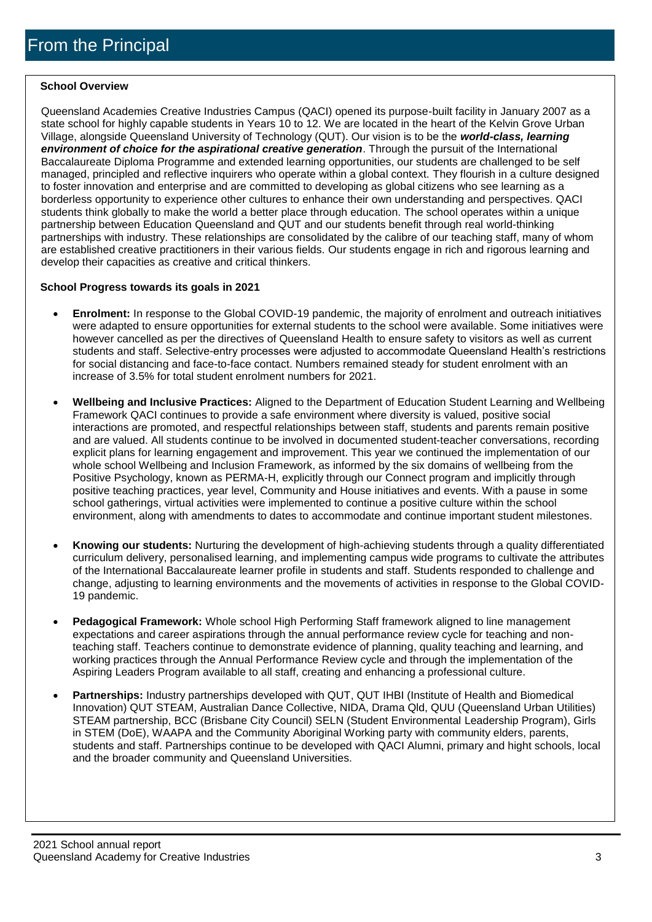# From the Principal

**School Overview**

Queensland Academies Creative Industries Campus (QACI) opened its purpose-built facility in January 2007 as a state school for highly capable students in Years 10 to 12. We are located in the heart of the Kelvin Grove Urban Village, alongside Queensland University of Technology (QUT). Our vision is to be the ***world-class, learning environment of choice for the aspirational creative generation***. Through the pursuit of the International Baccalaureate Diploma Programme and extended learning opportunities, our students are challenged to be self managed, principled and reflective inquirers who operate within a global context. They flourish in a culture designed to foster innovation and enterprise and are committed to developing as global citizens who see learning as a borderless opportunity to experience other cultures to enhance their own understanding and perspectives. QACI students think globally to make the world a better place through education. The school operates within a unique partnership between Education Queensland and QUT and our students benefit through real world-thinking partnerships with industry. These relationships are consolidated by the calibre of our teaching staff, many of whom are established creative practitioners in their various fields. Our students engage in rich and rigorous learning and develop their capacities as creative and critical thinkers.

**School Progress towards its goals in 2021**

- **Enrolment:** In response to the Global COVID-19 pandemic, the majority of enrolment and outreach initiatives were adapted to ensure opportunities for external students to the school were available. Some initiatives were however cancelled as per the directives of Queensland Health to ensure safety to visitors as well as current students and staff. Selective-entry processes were adjusted to accommodate Queensland Health's restrictions for social distancing and face-to-face contact. Numbers remained steady for student enrolment with an increase of 3.5% for total student enrolment numbers for 2021.
- **Wellbeing and Inclusive Practices:** Aligned to the Department of Education Student Learning and Wellbeing Framework QACI continues to provide a safe environment where diversity is valued, positive social interactions are promoted, and respectful relationships between staff, students and parents remain positive and are valued. All students continue to be involved in documented student-teacher conversations, recording explicit plans for learning engagement and improvement. This year we continued the implementation of our whole school Wellbeing and Inclusion Framework, as informed by the six domains of wellbeing from the Positive Psychology, known as PERMA-H, explicitly through our Connect program and implicitly through positive teaching practices, year level, Community and House initiatives and events. With a pause in some school gatherings, virtual activities were implemented to continue a positive culture within the school environment, along with amendments to dates to accommodate and continue important student milestones.
- **Knowing our students:** Nurturing the development of high-achieving students through a quality differentiated curriculum delivery, personalised learning, and implementing campus wide programs to cultivate the attributes of the International Baccalaureate learner profile in students and staff. Students responded to challenge and change, adjusting to learning environments and the movements of activities in response to the Global COVID-19 pandemic.
- **Pedagogical Framework:** Whole school High Performing Staff framework aligned to line management expectations and career aspirations through the annual performance review cycle for teaching and non-teaching staff. Teachers continue to demonstrate evidence of planning, quality teaching and learning, and working practices through the Annual Performance Review cycle and through the implementation of the Aspiring Leaders Program available to all staff, creating and enhancing a professional culture.
- **Partnerships:** Industry partnerships developed with QUT, QUT IHBI (Institute of Health and Biomedical Innovation) QUT STEAM, Australian Dance Collective, NIDA, Drama Qld, QUU (Queensland Urban Utilities) STEAM partnership, BCC (Brisbane City Council) SELN (Student Environmental Leadership Program), Girls in STEM (DoE), WAAPA and the Community Aboriginal Working party with community elders, parents, students and staff. Partnerships continue to be developed with QACI Alumni, primary and hight schools, local and the broader community and Queensland Universities.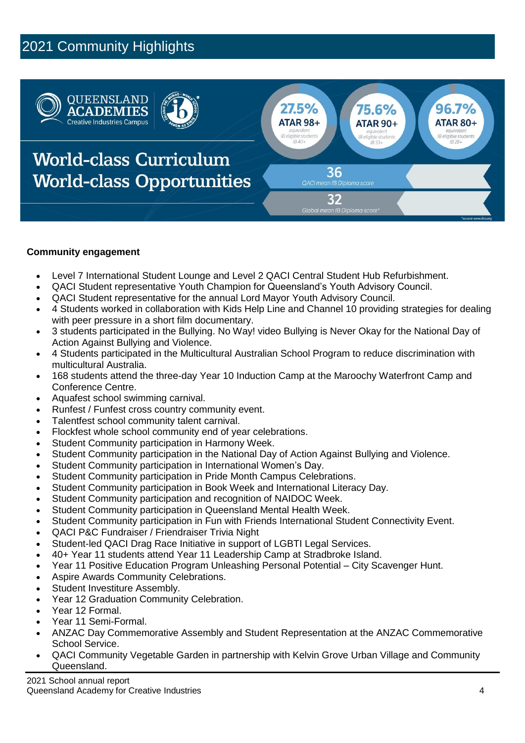## 2021 Community Highlights

QUEENSLAND ACADEMIES
Creative Industries Campus

**World-class Curriculum**
**World-class Opportunities**

- **27.5%** ATAR 98+ (equivalent IB eligible students IB 40+)
- **75.6%** ATAR 90+ (equivalent IB eligible students IB 33+)
- **96.7%** ATAR 80+ (equivalent IB eligible students IB 28+)
- **36** QACI mean IB Diploma score
- **32** Global mean IB Diploma score*

*source www.ibo.org

**Community engagement**

- Level 7 International Student Lounge and Level 2 QACI Central Student Hub Refurbishment.
- QACI Student representative Youth Champion for Queensland's Youth Advisory Council.
- QACI Student representative for the annual Lord Mayor Youth Advisory Council.
- 4 Students worked in collaboration with Kids Help Line and Channel 10 providing strategies for dealing with peer pressure in a short film documentary.
- 3 students participated in the Bullying. No Way! video Bullying is Never Okay for the National Day of Action Against Bullying and Violence.
- 4 Students participated in the Multicultural Australian School Program to reduce discrimination with multicultural Australia.
- 168 students attend the three-day Year 10 Induction Camp at the Maroochy Waterfront Camp and Conference Centre.
- Aquafest school swimming carnival.
- Runfest / Funfest cross country community event.
- Talentfest school community talent carnival.
- Flockfest whole school community end of year celebrations.
- Student Community participation in Harmony Week.
- Student Community participation in the National Day of Action Against Bullying and Violence.
- Student Community participation in International Women's Day.
- Student Community participation in Pride Month Campus Celebrations.
- Student Community participation in Book Week and International Literacy Day.
- Student Community participation and recognition of NAIDOC Week.
- Student Community participation in Queensland Mental Health Week.
- Student Community participation in Fun with Friends International Student Connectivity Event.
- QACI P&C Fundraiser / Friendraiser Trivia Night
- Student-led QACI Drag Race Initiative in support of LGBTI Legal Services.
- 40+ Year 11 students attend Year 11 Leadership Camp at Stradbroke Island.
- Year 11 Positive Education Program Unleashing Personal Potential – City Scavenger Hunt.
- Aspire Awards Community Celebrations.
- Student Investiture Assembly.
- Year 12 Graduation Community Celebration.
- Year 12 Formal.
- Year 11 Semi-Formal.
- ANZAC Day Commemorative Assembly and Student Representation at the ANZAC Commemorative School Service.
- QACI Community Vegetable Garden in partnership with Kelvin Grove Urban Village and Community Queensland.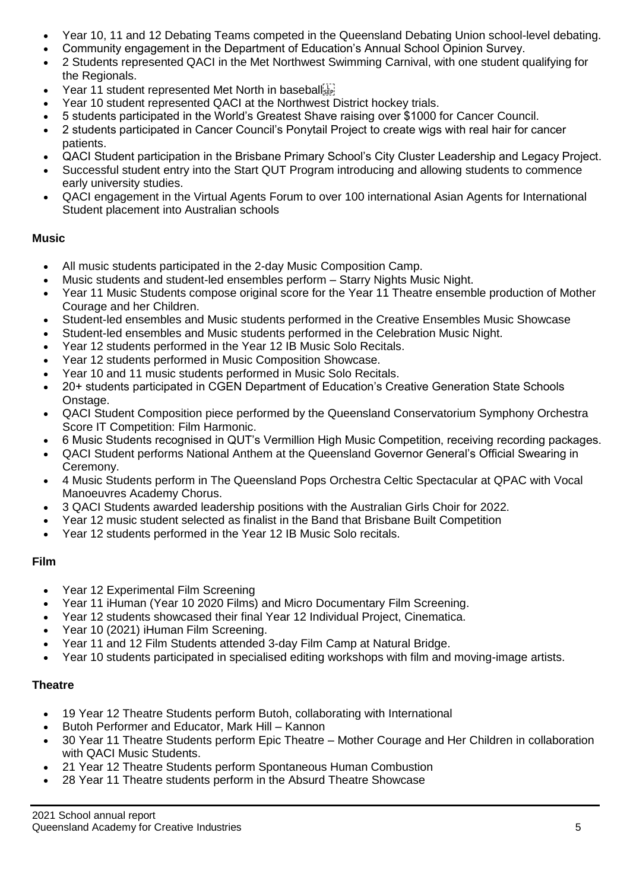- Year 10, 11 and 12 Debating Teams competed in the Queensland Debating Union school-level debating.
- Community engagement in the Department of Education's Annual School Opinion Survey.
- 2 Students represented QACI in the Met Northwest Swimming Carnival, with one student qualifying for the Regionals.
- Year 11 student represented Met North in baseball
- Year 10 student represented QACI at the Northwest District hockey trials.
- 5 students participated in the World's Greatest Shave raising over $1000 for Cancer Council.
- 2 students participated in Cancer Council's Ponytail Project to create wigs with real hair for cancer patients.
- QACI Student participation in the Brisbane Primary School's City Cluster Leadership and Legacy Project.
- Successful student entry into the Start QUT Program introducing and allowing students to commence early university studies.
- QACI engagement in the Virtual Agents Forum to over 100 international Asian Agents for International Student placement into Australian schools

**Music**

- All music students participated in the 2-day Music Composition Camp.
- Music students and student-led ensembles perform – Starry Nights Music Night.
- Year 11 Music Students compose original score for the Year 11 Theatre ensemble production of Mother Courage and her Children.
- Student-led ensembles and Music students performed in the Creative Ensembles Music Showcase
- Student-led ensembles and Music students performed in the Celebration Music Night.
- Year 12 students performed in the Year 12 IB Music Solo Recitals.
- Year 12 students performed in Music Composition Showcase.
- Year 10 and 11 music students performed in Music Solo Recitals.
- 20+ students participated in CGEN Department of Education's Creative Generation State Schools Onstage.
- QACI Student Composition piece performed by the Queensland Conservatorium Symphony Orchestra Score IT Competition: Film Harmonic.
- 6 Music Students recognised in QUT's Vermillion High Music Competition, receiving recording packages.
- QACI Student performs National Anthem at the Queensland Governor General's Official Swearing in Ceremony.
- 4 Music Students perform in The Queensland Pops Orchestra Celtic Spectacular at QPAC with Vocal Manoeuvres Academy Chorus.
- 3 QACI Students awarded leadership positions with the Australian Girls Choir for 2022.
- Year 12 music student selected as finalist in the Band that Brisbane Built Competition
- Year 12 students performed in the Year 12 IB Music Solo recitals.

**Film**

- Year 12 Experimental Film Screening
- Year 11 iHuman (Year 10 2020 Films) and Micro Documentary Film Screening.
- Year 12 students showcased their final Year 12 Individual Project, Cinematica.
- Year 10 (2021) iHuman Film Screening.
- Year 11 and 12 Film Students attended 3-day Film Camp at Natural Bridge.
- Year 10 students participated in specialised editing workshops with film and moving-image artists.

**Theatre**

- 19 Year 12 Theatre Students perform Butoh, collaborating with International
- Butoh Performer and Educator, Mark Hill – Kannon
- 30 Year 11 Theatre Students perform Epic Theatre – Mother Courage and Her Children in collaboration with QACI Music Students.
- 21 Year 12 Theatre Students perform Spontaneous Human Combustion
- 28 Year 11 Theatre students perform in the Absurd Theatre Showcase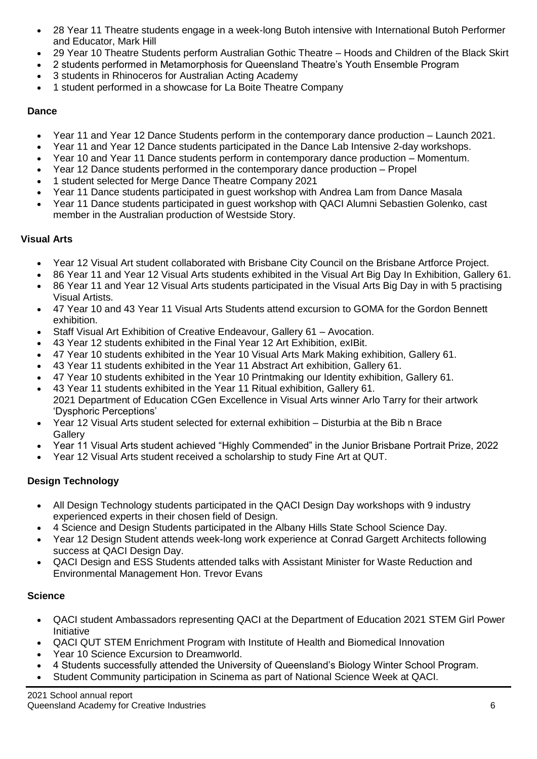- 28 Year 11 Theatre students engage in a week-long Butoh intensive with International Butoh Performer and Educator, Mark Hill
- 29 Year 10 Theatre Students perform Australian Gothic Theatre – Hoods and Children of the Black Skirt
- 2 students performed in Metamorphosis for Queensland Theatre's Youth Ensemble Program
- 3 students in Rhinoceros for Australian Acting Academy
- 1 student performed in a showcase for La Boite Theatre Company

**Dance**

- Year 11 and Year 12 Dance Students perform in the contemporary dance production – Launch 2021.
- Year 11 and Year 12 Dance students participated in the Dance Lab Intensive 2-day workshops.
- Year 10 and Year 11 Dance students perform in contemporary dance production – Momentum.
- Year 12 Dance students performed in the contemporary dance production – Propel
- 1 student selected for Merge Dance Theatre Company 2021
- Year 11 Dance students participated in guest workshop with Andrea Lam from Dance Masala
- Year 11 Dance students participated in guest workshop with QACI Alumni Sebastien Golenko, cast member in the Australian production of Westside Story.

**Visual Arts**

- Year 12 Visual Art student collaborated with Brisbane City Council on the Brisbane Artforce Project.
- 86 Year 11 and Year 12 Visual Arts students exhibited in the Visual Art Big Day In Exhibition, Gallery 61.
- 86 Year 11 and Year 12 Visual Arts students participated in the Visual Arts Big Day in with 5 practising Visual Artists.
- 47 Year 10 and 43 Year 11 Visual Arts Students attend excursion to GOMA for the Gordon Bennett exhibition.
- Staff Visual Art Exhibition of Creative Endeavour, Gallery 61 – Avocation.
- 43 Year 12 students exhibited in the Final Year 12 Art Exhibition, exIBit.
- 47 Year 10 students exhibited in the Year 10 Visual Arts Mark Making exhibition, Gallery 61.
- 43 Year 11 students exhibited in the Year 11 Abstract Art exhibition, Gallery 61.
- 47 Year 10 students exhibited in the Year 10 Printmaking our Identity exhibition, Gallery 61.
- 43 Year 11 students exhibited in the Year 11 Ritual exhibition, Gallery 61.
  2021 Department of Education CGen Excellence in Visual Arts winner Arlo Tarry for their artwork 'Dysphoric Perceptions'
- Year 12 Visual Arts student selected for external exhibition – Disturbia at the Bib n Brace Gallery
- Year 11 Visual Arts student achieved "Highly Commended" in the Junior Brisbane Portrait Prize, 2022
- Year 12 Visual Arts student received a scholarship to study Fine Art at QUT.

**Design Technology**

- All Design Technology students participated in the QACI Design Day workshops with 9 industry experienced experts in their chosen field of Design.
- 4 Science and Design Students participated in the Albany Hills State School Science Day.
- Year 12 Design Student attends week-long work experience at Conrad Gargett Architects following success at QACI Design Day.
- QACI Design and ESS Students attended talks with Assistant Minister for Waste Reduction and Environmental Management Hon. Trevor Evans

**Science**

- QACI student Ambassadors representing QACI at the Department of Education 2021 STEM Girl Power Initiative
- QACI QUT STEM Enrichment Program with Institute of Health and Biomedical Innovation
- Year 10 Science Excursion to Dreamworld.
- 4 Students successfully attended the University of Queensland's Biology Winter School Program.
- Student Community participation in Scinema as part of National Science Week at QACI.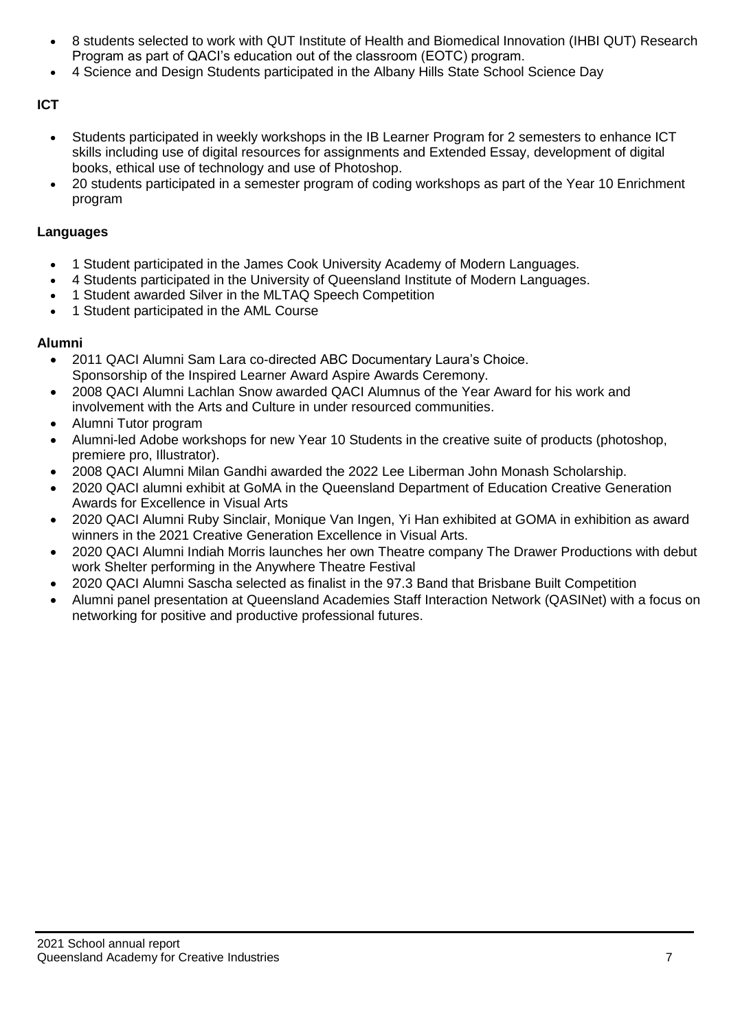- 8 students selected to work with QUT Institute of Health and Biomedical Innovation (IHBI QUT) Research Program as part of QACI's education out of the classroom (EOTC) program.
- 4 Science and Design Students participated in the Albany Hills State School Science Day

**ICT**

- Students participated in weekly workshops in the IB Learner Program for 2 semesters to enhance ICT skills including use of digital resources for assignments and Extended Essay, development of digital books, ethical use of technology and use of Photoshop.
- 20 students participated in a semester program of coding workshops as part of the Year 10 Enrichment program

**Languages**

- 1 Student participated in the James Cook University Academy of Modern Languages.
- 4 Students participated in the University of Queensland Institute of Modern Languages.
- 1 Student awarded Silver in the MLTAQ Speech Competition
- 1 Student participated in the AML Course

**Alumni**

- 2011 QACI Alumni Sam Lara co-directed ABC Documentary Laura's Choice.
  Sponsorship of the Inspired Learner Award Aspire Awards Ceremony.
- 2008 QACI Alumni Lachlan Snow awarded QACI Alumnus of the Year Award for his work and involvement with the Arts and Culture in under resourced communities.
- Alumni Tutor program
- Alumni-led Adobe workshops for new Year 10 Students in the creative suite of products (photoshop, premiere pro, Illustrator).
- 2008 QACI Alumni Milan Gandhi awarded the 2022 Lee Liberman John Monash Scholarship.
- 2020 QACI alumni exhibit at GoMA in the Queensland Department of Education Creative Generation Awards for Excellence in Visual Arts
- 2020 QACI Alumni Ruby Sinclair, Monique Van Ingen, Yi Han exhibited at GOMA in exhibition as award winners in the 2021 Creative Generation Excellence in Visual Arts.
- 2020 QACI Alumni Indiah Morris launches her own Theatre company The Drawer Productions with debut work Shelter performing in the Anywhere Theatre Festival
- 2020 QACI Alumni Sascha selected as finalist in the 97.3 Band that Brisbane Built Competition
- Alumni panel presentation at Queensland Academies Staff Interaction Network (QASINet) with a focus on networking for positive and productive professional futures.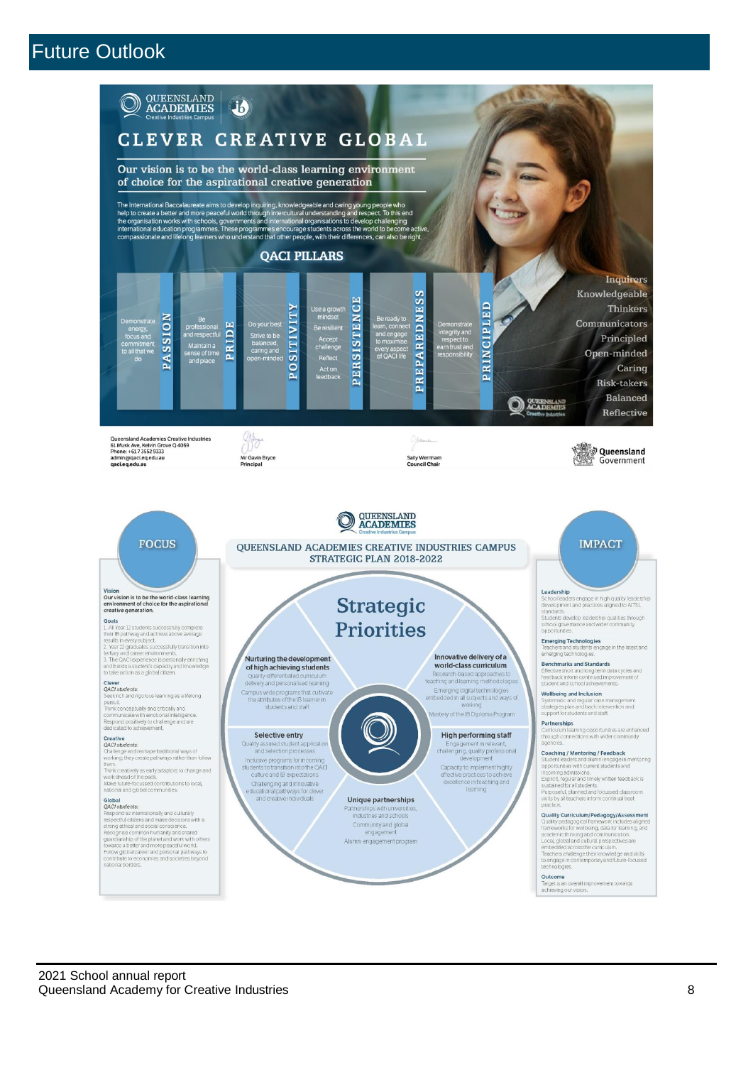# Future Outlook

QUEENSLAND ACADEMIES
Creative Industries Campus

## CLEVER CREATIVE GLOBAL

**Our vision is to be the world-class learning environment of choice for the aspirational creative generation**

The International Baccalaureate aims to develop inquiring, knowledgeable and caring young people who help to create a better and more peaceful world through intercultural understanding and respect. To this end the organisation works with schools, governments and international organisations to develop challenging international education programmes. These programmes encourage students across the world to become active, compassionate and lifelong learners who understand that other people, with their differences, can also be right.

### QACI PILLARS

| Pillar | Description |
|---|---|
| PASSION | Demonstrate energy, focus and commitment to all that we do |
| PRIDE | Be professional and respectful. Maintain a sense of time and place |
| POSITIVITY | Do your best. Strive to be balanced, caring and open-minded |
| PERSISTENCE | Use a growth mindset. Be resilient. Accept challenge. Reflect. Act on feedback |
| PREPAREDNESS | Be ready to learn, connect and engage to maximise every aspect of QACI life |
| PRINCIPLED | Demonstrate integrity and respect to earn trust and responsibility |

Inquirers
Knowledgeable
Thinkers
Communicators
Principled
Open-minded
Caring
Risk-takers
Balanced
Reflective

Queensland Academies Creative Industries
61 Musk Ave, Kelvin Grove Q 4059
Phone: +61 7 3552 9333
admin@qaci.eq.edu.au
qaci.eq.edu.au

Mr Gavin Bryce
Principal

Sally Wernham
Council Chair

Queensland Government

---

QUEENSLAND ACADEMIES
Creative Industries Campus

## QUEENSLAND ACADEMIES CREATIVE INDUSTRIES CAMPUS STRATEGIC PLAN 2018-2022

### FOCUS

**Vision**

**Our vision is to be the world-class learning environment of choice for the aspirational creative generation.**

**Goals**

1. All Year 12 students successfully complete their IB pathway and achieve above average results in every subject.
2. Year 12 graduates successfully transition into tertiary and career environments.
3. The QACI experience is personally enriching and builds a student's capacity and knowledge to take action as a global citizen.

**Clever**

*QACI students:*
Seek rich and rigorous learning as a lifelong pursuit.
Think conceptually and critically and communicate with emotional intelligence.
Respond positively to challenge and are dedicated to achievement.

**Creative**

*QACI students:*
Challenge and reshape traditional ways of working; they create pathways rather than follow them.
Think creatively as early adaptors to change and work ahead of the pack.
Make future-focused contributions to local, national and global communities.

**Global**

*QACI students:*
Respond as internationally and culturally respectful citizens and make decisions with a strong ethical and social conscience.
Recognise common humanity and shared guardianship of the planet and work with others towards a better and more peaceful world.
Follow global career and personal pathways to contribute to economies and societies beyond national borders.

### Strategic Priorities

**Nurturing the development of high achieving students**
Quality differentiated curriculum delivery and personalised learning
Campus wide programs that cultivate the attributes of the IB learner in students and staff

**Innovative delivery of a world-class curriculum**
Research-based approaches to teaching and learning methodologies
Emerging digital technologies embedded in all subjects and ways of working
Mastery of the IB Diploma Program

**Selective entry**
Quality assured student application and selection processes
Inclusive programs for incoming students to transition into the QACI culture and IB expectations
Challenging and innovative educational pathways for clever and creative individuals

**High performing staff**
Engagement in relevant, challenging, quality professional development
Capacity to implement highly effective practices to achieve excellence in teaching and learning

**Unique partnerships**
Partnerships with universities, industries and schools
Community and global engagement
Alumni engagement program

### IMPACT

**Leadership**
School leaders engage in high quality leadership development and practices aligned to AITSL standards.
Students develop leadership qualities through school governance and wider community opportunities.

**Emerging Technologies**
Teachers and students engage in the latest and emerging technologies.

**Benchmarks and Standards**
Effective short and long term data cycles and feedback inform continued improvement of student and school achievements.

**Wellbeing and Inclusion**
Systematic and regular case management strategies plan and track intervention and support for students and staff.

**Partnerships**
Curriculum learning opportunities are enhanced through connections with wider community agencies.

**Coaching / Mentoring / Feedback**
Student leaders and alumni engage in mentoring opportunities with current students and incoming admissions.
Explicit, regular and timely written feedback is sustained for all students.
Purposeful, planned and focused classroom visits by all teachers inform continual best practice.

**Quality Curriculum/Pedagogy/Assessment**
Quality pedagogical framework includes aligned frameworks for wellbeing, data for learning, and academic thinking and communication.
Local, global and cultural perspectives are embedded across the curriculum.
Teachers challenge their knowledge and skills to engage in contemporary and future-focused technologies.

**Outcome**
Target is an overall improvement towards achieving our vision.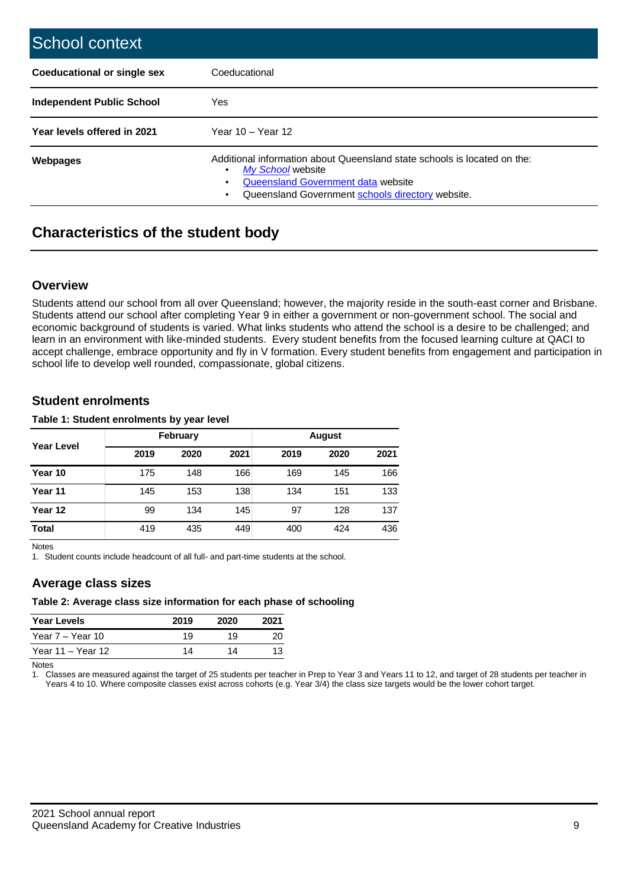## School context

| | |
|---|---|
| **Coeducational or single sex** | Coeducational |
| **Independent Public School** | Yes |
| **Year levels offered in 2021** | Year 10 – Year 12 |
| **Webpages** | Additional information about Queensland state schools is located on the: <br>• *My School* website <br>• Queensland Government data website <br>• Queensland Government schools directory website. |

## Characteristics of the student body

### Overview

Students attend our school from all over Queensland; however, the majority reside in the south-east corner and Brisbane. Students attend our school after completing Year 9 in either a government or non-government school. The social and economic background of students is varied. What links students who attend the school is a desire to be challenged; and learn in an environment with like-minded students. Every student benefits from the focused learning culture at QACI to accept challenge, embrace opportunity and fly in V formation. Every student benefits from engagement and participation in school life to develop well rounded, compassionate, global citizens.

### Student enrolments

**Table 1: Student enrolments by year level**

| Year Level | February | | | August | | |
|---|---|---|---|---|---|---|
| | 2019 | 2020 | 2021 | 2019 | 2020 | 2021 |
| **Year 10** | 175 | 148 | 166 | 169 | 145 | 166 |
| **Year 11** | 145 | 153 | 138 | 134 | 151 | 133 |
| **Year 12** | 99 | 134 | 145 | 97 | 128 | 137 |
| **Total** | 419 | 435 | 449 | 400 | 424 | 436 |

Notes

1. Student counts include headcount of all full- and part-time students at the school.

### Average class sizes

**Table 2: Average class size information for each phase of schooling**

| Year Levels | 2019 | 2020 | 2021 |
|---|---|---|---|
| Year 7 – Year 10 | 19 | 19 | 20 |
| Year 11 – Year 12 | 14 | 14 | 13 |

Notes

1. Classes are measured against the target of 25 students per teacher in Prep to Year 3 and Years 11 to 12, and target of 28 students per teacher in Years 4 to 10. Where composite classes exist across cohorts (e.g. Year 3/4) the class size targets would be the lower cohort target.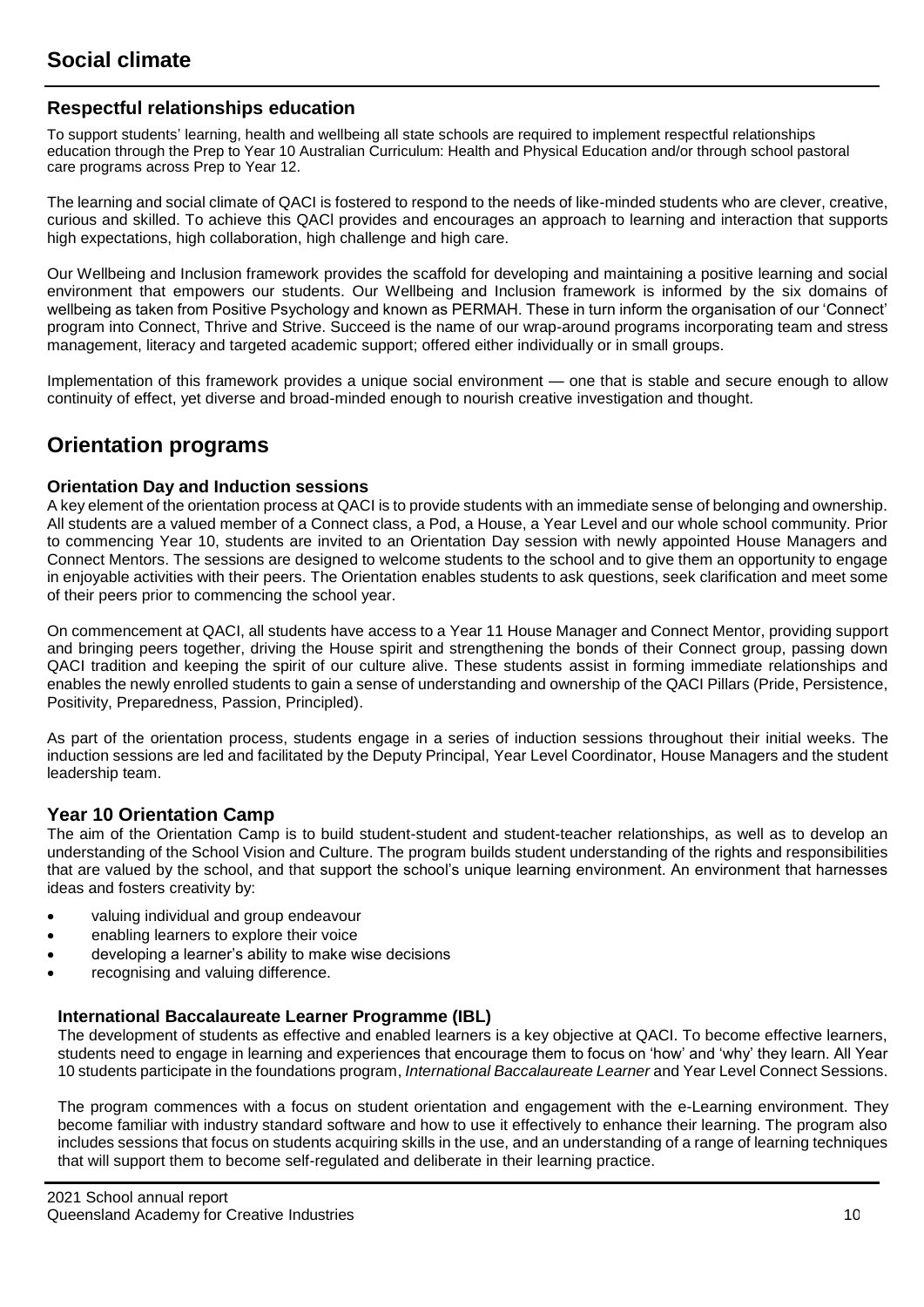# Social climate

## Respectful relationships education

To support students' learning, health and wellbeing all state schools are required to implement respectful relationships education through the Prep to Year 10 Australian Curriculum: Health and Physical Education and/or through school pastoral care programs across Prep to Year 12.

The learning and social climate of QACI is fostered to respond to the needs of like-minded students who are clever, creative, curious and skilled. To achieve this QACI provides and encourages an approach to learning and interaction that supports high expectations, high collaboration, high challenge and high care.

Our Wellbeing and Inclusion framework provides the scaffold for developing and maintaining a positive learning and social environment that empowers our students. Our Wellbeing and Inclusion framework is informed by the six domains of wellbeing as taken from Positive Psychology and known as PERMAH. These in turn inform the organisation of our 'Connect' program into Connect, Thrive and Strive. Succeed is the name of our wrap-around programs incorporating team and stress management, literacy and targeted academic support; offered either individually or in small groups.

Implementation of this framework provides a unique social environment — one that is stable and secure enough to allow continuity of effect, yet diverse and broad-minded enough to nourish creative investigation and thought.

# Orientation programs

### Orientation Day and Induction sessions

A key element of the orientation process at QACI is to provide students with an immediate sense of belonging and ownership. All students are a valued member of a Connect class, a Pod, a House, a Year Level and our whole school community. Prior to commencing Year 10, students are invited to an Orientation Day session with newly appointed House Managers and Connect Mentors. The sessions are designed to welcome students to the school and to give them an opportunity to engage in enjoyable activities with their peers. The Orientation enables students to ask questions, seek clarification and meet some of their peers prior to commencing the school year.

On commencement at QACI, all students have access to a Year 11 House Manager and Connect Mentor, providing support and bringing peers together, driving the House spirit and strengthening the bonds of their Connect group, passing down QACI tradition and keeping the spirit of our culture alive. These students assist in forming immediate relationships and enables the newly enrolled students to gain a sense of understanding and ownership of the QACI Pillars (Pride, Persistence, Positivity, Preparedness, Passion, Principled).

As part of the orientation process, students engage in a series of induction sessions throughout their initial weeks. The induction sessions are led and facilitated by the Deputy Principal, Year Level Coordinator, House Managers and the student leadership team.

## Year 10 Orientation Camp

The aim of the Orientation Camp is to build student-student and student-teacher relationships, as well as to develop an understanding of the School Vision and Culture. The program builds student understanding of the rights and responsibilities that are valued by the school, and that support the school's unique learning environment. An environment that harnesses ideas and fosters creativity by:

- valuing individual and group endeavour
- enabling learners to explore their voice
- developing a learner's ability to make wise decisions
- recognising and valuing difference.

### International Baccalaureate Learner Programme (IBL)

The development of students as effective and enabled learners is a key objective at QACI. To become effective learners, students need to engage in learning and experiences that encourage them to focus on 'how' and 'why' they learn. All Year 10 students participate in the foundations program, *International Baccalaureate Learner* and Year Level Connect Sessions.

The program commences with a focus on student orientation and engagement with the e-Learning environment. They become familiar with industry standard software and how to use it effectively to enhance their learning. The program also includes sessions that focus on students acquiring skills in the use, and an understanding of a range of learning techniques that will support them to become self-regulated and deliberate in their learning practice.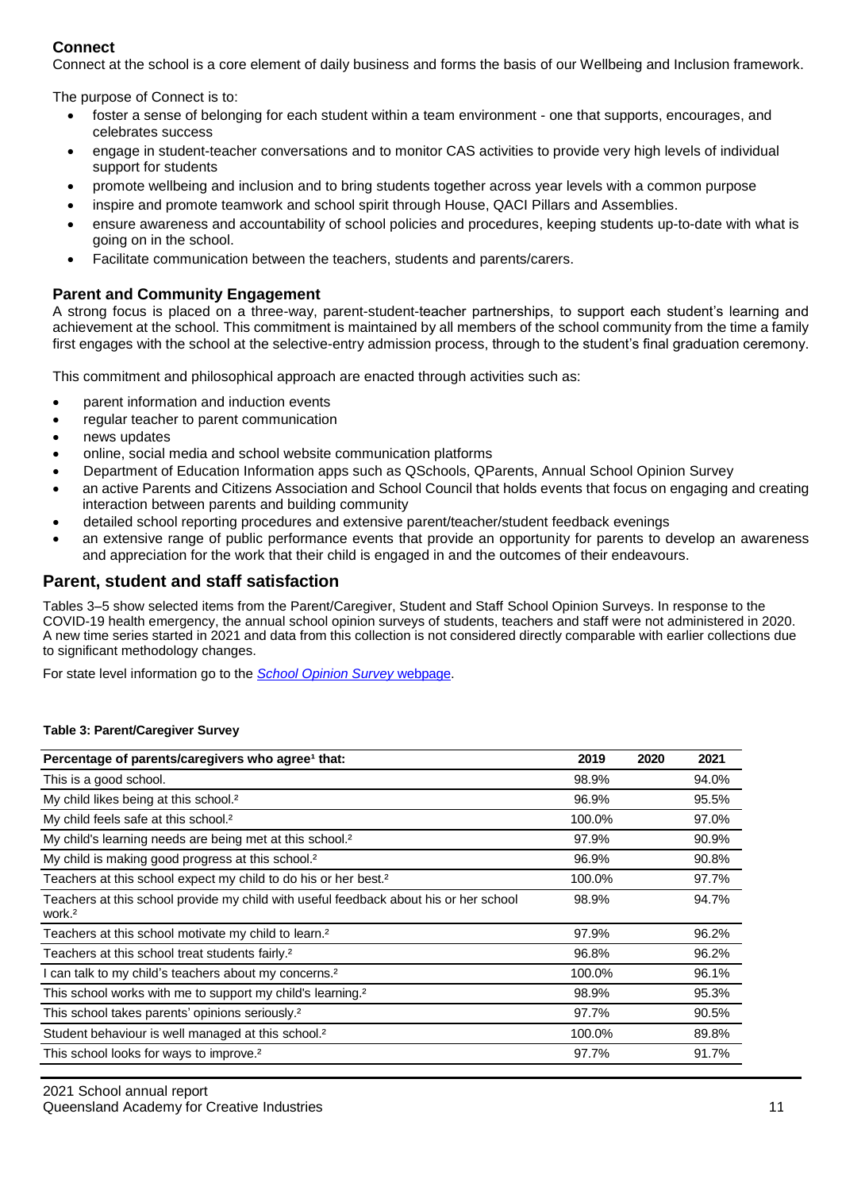### Connect

Connect at the school is a core element of daily business and forms the basis of our Wellbeing and Inclusion framework.

The purpose of Connect is to:

- foster a sense of belonging for each student within a team environment - one that supports, encourages, and celebrates success
- engage in student-teacher conversations and to monitor CAS activities to provide very high levels of individual support for students
- promote wellbeing and inclusion and to bring students together across year levels with a common purpose
- inspire and promote teamwork and school spirit through House, QACI Pillars and Assemblies.
- ensure awareness and accountability of school policies and procedures, keeping students up-to-date with what is going on in the school.
- Facilitate communication between the teachers, students and parents/carers.

### Parent and Community Engagement

A strong focus is placed on a three-way, parent-student-teacher partnerships, to support each student's learning and achievement at the school. This commitment is maintained by all members of the school community from the time a family first engages with the school at the selective-entry admission process, through to the student's final graduation ceremony.

This commitment and philosophical approach are enacted through activities such as:

- parent information and induction events
- regular teacher to parent communication
- news updates
- online, social media and school website communication platforms
- Department of Education Information apps such as QSchools, QParents, Annual School Opinion Survey
- an active Parents and Citizens Association and School Council that holds events that focus on engaging and creating interaction between parents and building community
- detailed school reporting procedures and extensive parent/teacher/student feedback evenings
- an extensive range of public performance events that provide an opportunity for parents to develop an awareness and appreciation for the work that their child is engaged in and the outcomes of their endeavours.

## Parent, student and staff satisfaction

Tables 3–5 show selected items from the Parent/Caregiver, Student and Staff School Opinion Surveys. In response to the COVID-19 health emergency, the annual school opinion surveys of students, teachers and staff were not administered in 2020. A new time series started in 2021 and data from this collection is not considered directly comparable with earlier collections due to significant methodology changes.

For state level information go to the *School Opinion Survey* webpage.

**Table 3: Parent/Caregiver Survey**

| Percentage of parents/caregivers who agree[1] that: | 2019 | 2020 | 2021 |
|---|---|---|---|
| This is a good school. | 98.9% | | 94.0% |
| My child likes being at this school.[2] | 96.9% | | 95.5% |
| My child feels safe at this school.[2] | 100.0% | | 97.0% |
| My child's learning needs are being met at this school.[2] | 97.9% | | 90.9% |
| My child is making good progress at this school.[2] | 96.9% | | 90.8% |
| Teachers at this school expect my child to do his or her best.[2] | 100.0% | | 97.7% |
| Teachers at this school provide my child with useful feedback about his or her school work.[2] | 98.9% | | 94.7% |
| Teachers at this school motivate my child to learn.[2] | 97.9% | | 96.2% |
| Teachers at this school treat students fairly.[2] | 96.8% | | 96.2% |
| I can talk to my child's teachers about my concerns.[2] | 100.0% | | 96.1% |
| This school works with me to support my child's learning.[2] | 98.9% | | 95.3% |
| This school takes parents' opinions seriously.[2] | 97.7% | | 90.5% |
| Student behaviour is well managed at this school.[2] | 100.0% | | 89.8% |
| This school looks for ways to improve.[2] | 97.7% | | 91.7% |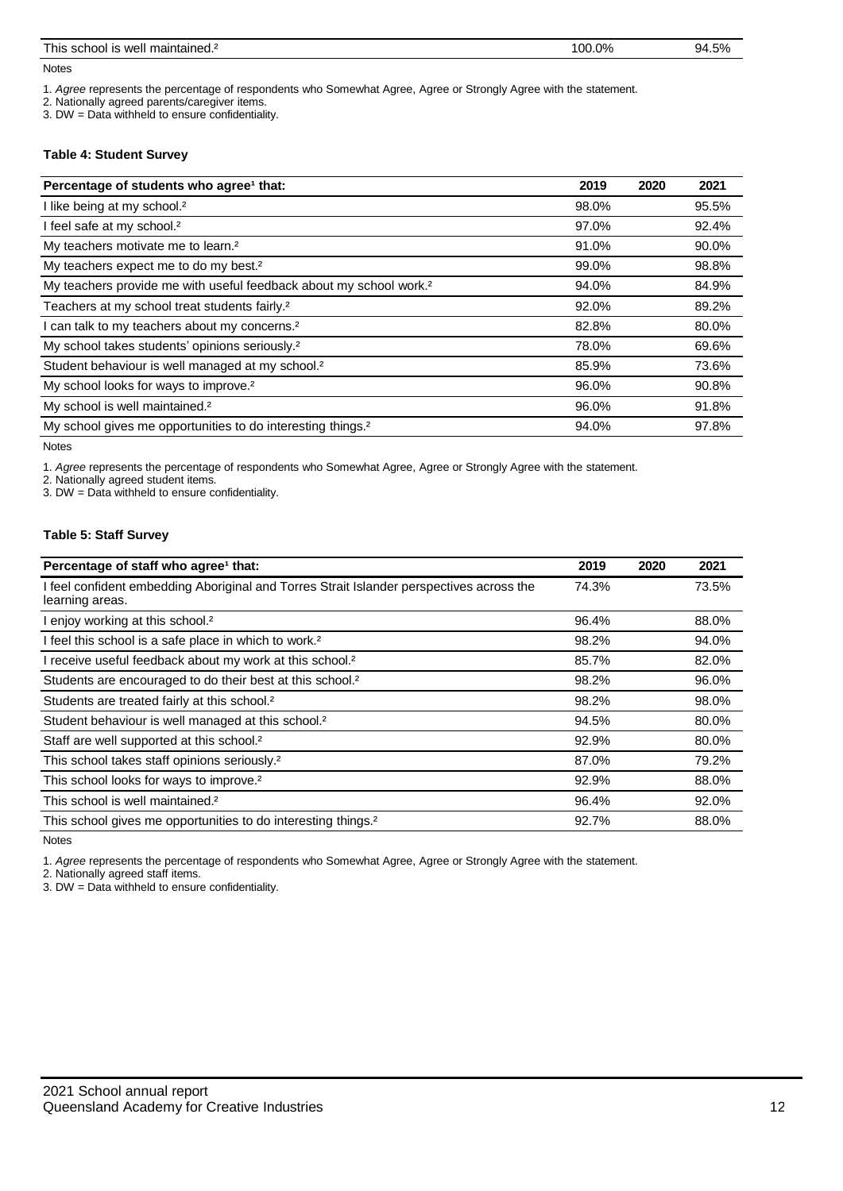| This school is well maintained.[2] | 100.0% | | 94.5% |
|---|---|---|---|

Notes

1. *Agree* represents the percentage of respondents who Somewhat Agree, Agree or Strongly Agree with the statement.
2. Nationally agreed parents/caregiver items.
3. DW = Data withheld to ensure confidentiality.

**Table 4: Student Survey**

| Percentage of students who agree[1] that: | 2019 | 2020 | 2021 |
|---|---|---|---|
| I like being at my school.[2] | 98.0% | | 95.5% |
| I feel safe at my school.[2] | 97.0% | | 92.4% |
| My teachers motivate me to learn.[2] | 91.0% | | 90.0% |
| My teachers expect me to do my best.[2] | 99.0% | | 98.8% |
| My teachers provide me with useful feedback about my school work.[2] | 94.0% | | 84.9% |
| Teachers at my school treat students fairly.[2] | 92.0% | | 89.2% |
| I can talk to my teachers about my concerns.[2] | 82.8% | | 80.0% |
| My school takes students' opinions seriously.[2] | 78.0% | | 69.6% |
| Student behaviour is well managed at my school.[2] | 85.9% | | 73.6% |
| My school looks for ways to improve.[2] | 96.0% | | 90.8% |
| My school is well maintained.[2] | 96.0% | | 91.8% |
| My school gives me opportunities to do interesting things.[2] | 94.0% | | 97.8% |

Notes

1. *Agree* represents the percentage of respondents who Somewhat Agree, Agree or Strongly Agree with the statement.
2. Nationally agreed student items.
3. DW = Data withheld to ensure confidentiality.

**Table 5: Staff Survey**

| Percentage of staff who agree[1] that: | 2019 | 2020 | 2021 |
|---|---|---|---|
| I feel confident embedding Aboriginal and Torres Strait Islander perspectives across the learning areas. | 74.3% | | 73.5% |
| I enjoy working at this school.[2] | 96.4% | | 88.0% |
| I feel this school is a safe place in which to work.[2] | 98.2% | | 94.0% |
| I receive useful feedback about my work at this school.[2] | 85.7% | | 82.0% |
| Students are encouraged to do their best at this school.[2] | 98.2% | | 96.0% |
| Students are treated fairly at this school.[2] | 98.2% | | 98.0% |
| Student behaviour is well managed at this school.[2] | 94.5% | | 80.0% |
| Staff are well supported at this school.[2] | 92.9% | | 80.0% |
| This school takes staff opinions seriously.[2] | 87.0% | | 79.2% |
| This school looks for ways to improve.[2] | 92.9% | | 88.0% |
| This school is well maintained.[2] | 96.4% | | 92.0% |
| This school gives me opportunities to do interesting things.[2] | 92.7% | | 88.0% |

Notes

1. *Agree* represents the percentage of respondents who Somewhat Agree, Agree or Strongly Agree with the statement.
2. Nationally agreed staff items.
3. DW = Data withheld to ensure confidentiality.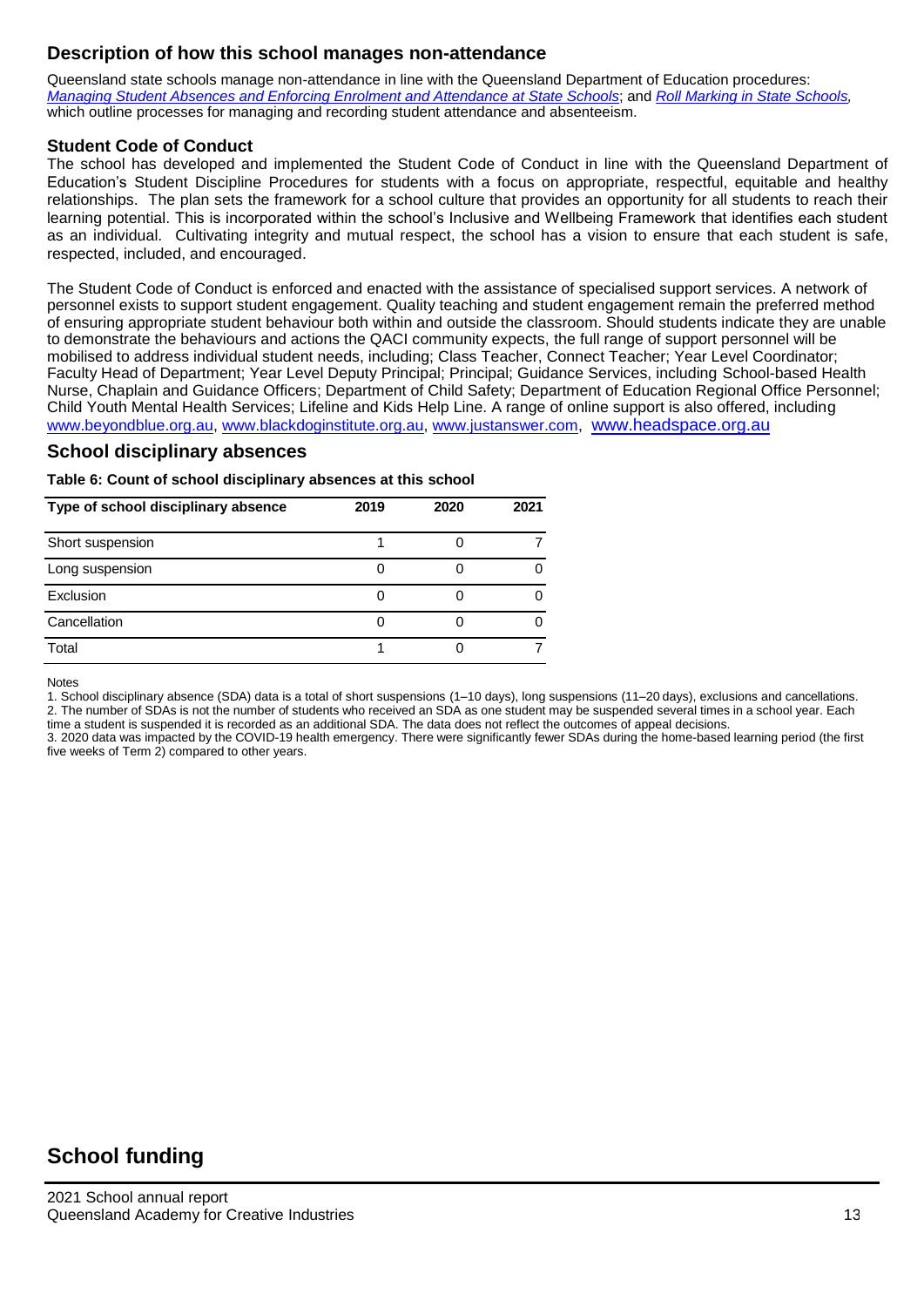## Description of how this school manages non-attendance

Queensland state schools manage non-attendance in line with the Queensland Department of Education procedures: *Managing Student Absences and Enforcing Enrolment and Attendance at State Schools*; and *Roll Marking in State Schools,* which outline processes for managing and recording student attendance and absenteeism.

### Student Code of Conduct

The school has developed and implemented the Student Code of Conduct in line with the Queensland Department of Education's Student Discipline Procedures for students with a focus on appropriate, respectful, equitable and healthy relationships. The plan sets the framework for a school culture that provides an opportunity for all students to reach their learning potential. This is incorporated within the school's Inclusive and Wellbeing Framework that identifies each student as an individual. Cultivating integrity and mutual respect, the school has a vision to ensure that each student is safe, respected, included, and encouraged.

The Student Code of Conduct is enforced and enacted with the assistance of specialised support services. A network of personnel exists to support student engagement. Quality teaching and student engagement remain the preferred method of ensuring appropriate student behaviour both within and outside the classroom. Should students indicate they are unable to demonstrate the behaviours and actions the QACI community expects, the full range of support personnel will be mobilised to address individual student needs, including; Class Teacher, Connect Teacher; Year Level Coordinator; Faculty Head of Department; Year Level Deputy Principal; Principal; Guidance Services, including School-based Health Nurse, Chaplain and Guidance Officers; Department of Child Safety; Department of Education Regional Office Personnel; Child Youth Mental Health Services; Lifeline and Kids Help Line. A range of online support is also offered, including www.beyondblue.org.au, www.blackdoginstitute.org.au, www.justanswer.com, www.headspace.org.au

## School disciplinary absences

**Table 6: Count of school disciplinary absences at this school**

| Type of school disciplinary absence | 2019 | 2020 | 2021 |
|---|---|---|---|
| Short suspension | 1 | 0 | 7 |
| Long suspension | 0 | 0 | 0 |
| Exclusion | 0 | 0 | 0 |
| Cancellation | 0 | 0 | 0 |
| Total | 1 | 0 | 7 |

Notes

1. School disciplinary absence (SDA) data is a total of short suspensions (1–10 days), long suspensions (11–20 days), exclusions and cancellations.
2. The number of SDAs is not the number of students who received an SDA as one student may be suspended several times in a school year. Each time a student is suspended it is recorded as an additional SDA. The data does not reflect the outcomes of appeal decisions.
3. 2020 data was impacted by the COVID-19 health emergency. There were significantly fewer SDAs during the home-based learning period (the first five weeks of Term 2) compared to other years.

# School funding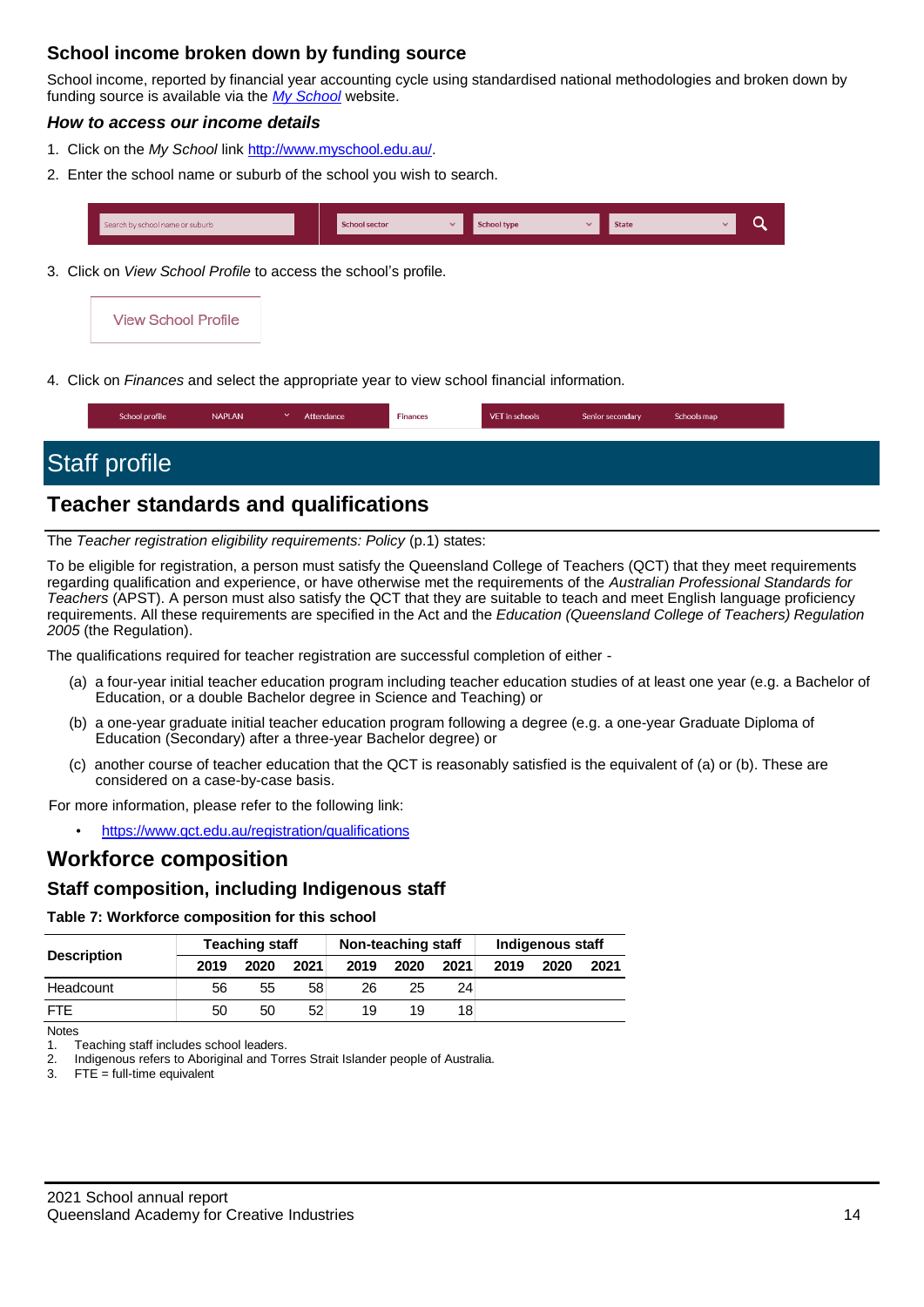## School income broken down by funding source

School income, reported by financial year accounting cycle using standardised national methodologies and broken down by funding source is available via the [*My School*](http://www.myschool.edu.au/) website.

### *How to access our income details*

1. Click on the *My School* link http://www.myschool.edu.au/.
2. Enter the school name or suburb of the school you wish to search.

Search by school name or suburb | School sector | School type | State

3. Click on *View School Profile* to access the school's profile.

View School Profile

4. Click on *Finances* and select the appropriate year to view school financial information.

School profile | NAPLAN | Attendance | Finances | VET in schools | Senior secondary | Schools map

# Staff profile

## Teacher standards and qualifications

The *Teacher registration eligibility requirements: Policy* (p.1) states:

To be eligible for registration, a person must satisfy the Queensland College of Teachers (QCT) that they meet requirements regarding qualification and experience, or have otherwise met the requirements of the *Australian Professional Standards for Teachers* (APST). A person must also satisfy the QCT that they are suitable to teach and meet English language proficiency requirements. All these requirements are specified in the Act and the *Education (Queensland College of Teachers) Regulation 2005* (the Regulation).

The qualifications required for teacher registration are successful completion of either -

(a) a four-year initial teacher education program including teacher education studies of at least one year (e.g. a Bachelor of Education, or a double Bachelor degree in Science and Teaching) or

(b) a one-year graduate initial teacher education program following a degree (e.g. a one-year Graduate Diploma of Education (Secondary) after a three-year Bachelor degree) or

(c) another course of teacher education that the QCT is reasonably satisfied is the equivalent of (a) or (b). These are considered on a case-by-case basis.

For more information, please refer to the following link:

- https://www.qct.edu.au/registration/qualifications

## Workforce composition

### Staff composition, including Indigenous staff

**Table 7: Workforce composition for this school**

| Description | Teaching staff | | | Non-teaching staff | | | Indigenous staff | | |
|---|---|---|---|---|---|---|---|---|---|
| | 2019 | 2020 | 2021 | 2019 | 2020 | 2021 | 2019 | 2020 | 2021 |
| Headcount | 56 | 55 | 58 | 26 | 25 | 24 | | | |
| FTE | 50 | 50 | 52 | 19 | 19 | 18 | | | |

Notes

1. Teaching staff includes school leaders.
2. Indigenous refers to Aboriginal and Torres Strait Islander people of Australia.
3. FTE = full-time equivalent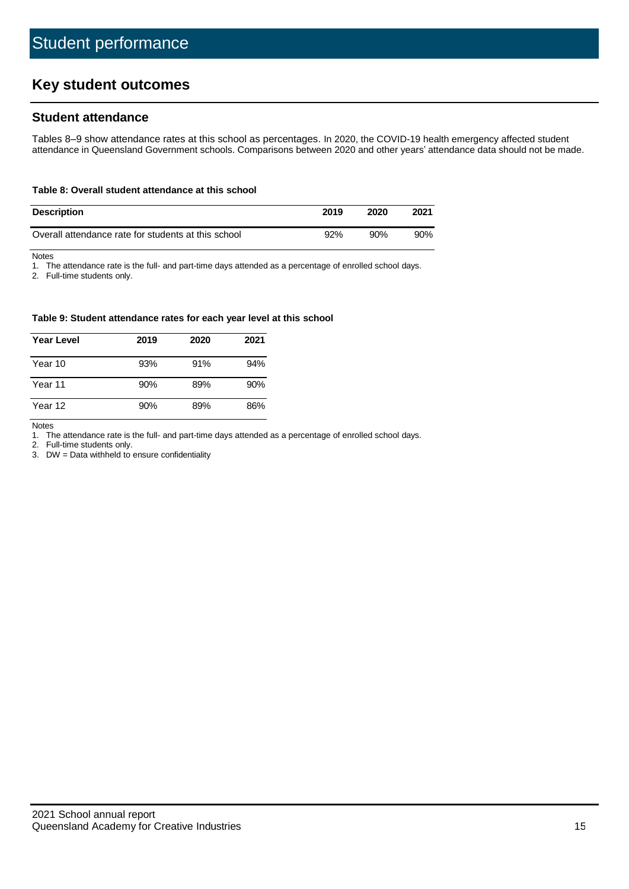# Student performance

## Key student outcomes

### Student attendance

Tables 8–9 show attendance rates at this school as percentages. In 2020, the COVID-19 health emergency affected student attendance in Queensland Government schools. Comparisons between 2020 and other years' attendance data should not be made.

**Table 8: Overall student attendance at this school**

| Description | 2019 | 2020 | 2021 |
|---|---|---|---|
| Overall attendance rate for students at this school | 92% | 90% | 90% |

Notes
1. The attendance rate is the full- and part-time days attended as a percentage of enrolled school days.
2. Full-time students only.

**Table 9: Student attendance rates for each year level at this school**

| Year Level | 2019 | 2020 | 2021 |
|---|---|---|---|
| Year 10 | 93% | 91% | 94% |
| Year 11 | 90% | 89% | 90% |
| Year 12 | 90% | 89% | 86% |

Notes
1. The attendance rate is the full- and part-time days attended as a percentage of enrolled school days.
2. Full-time students only.
3. DW = Data withheld to ensure confidentiality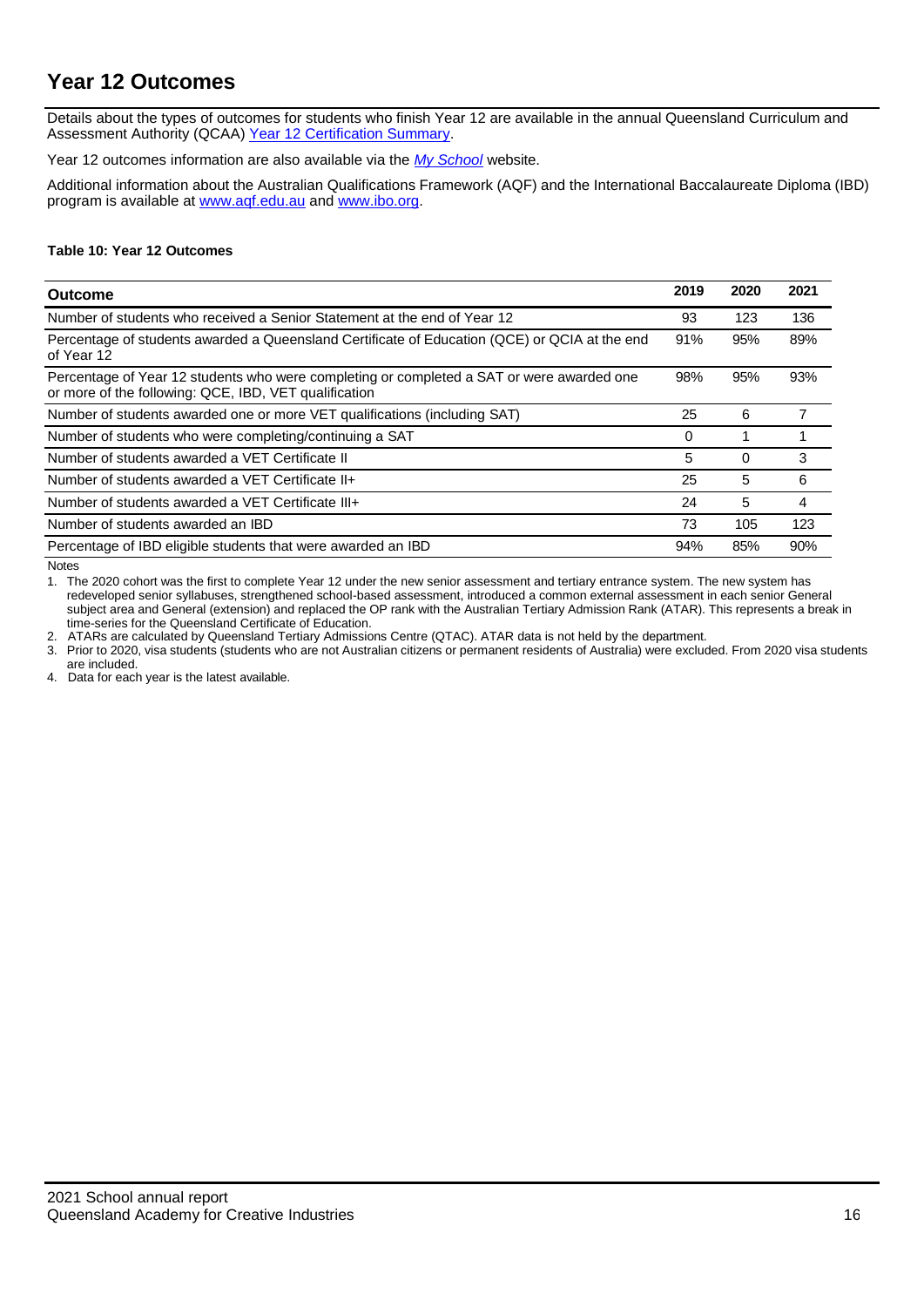# Year 12 Outcomes

Details about the types of outcomes for students who finish Year 12 are available in the annual Queensland Curriculum and Assessment Authority (QCAA) Year 12 Certification Summary.

Year 12 outcomes information are also available via the *My School* website.

Additional information about the Australian Qualifications Framework (AQF) and the International Baccalaureate Diploma (IBD) program is available at www.aqf.edu.au and www.ibo.org.

**Table 10: Year 12 Outcomes**

| Outcome | 2019 | 2020 | 2021 |
|---|---|---|---|
| Number of students who received a Senior Statement at the end of Year 12 | 93 | 123 | 136 |
| Percentage of students awarded a Queensland Certificate of Education (QCE) or QCIA at the end of Year 12 | 91% | 95% | 89% |
| Percentage of Year 12 students who were completing or completed a SAT or were awarded one or more of the following: QCE, IBD, VET qualification | 98% | 95% | 93% |
| Number of students awarded one or more VET qualifications (including SAT) | 25 | 6 | 7 |
| Number of students who were completing/continuing a SAT | 0 | 1 | 1 |
| Number of students awarded a VET Certificate II | 5 | 0 | 3 |
| Number of students awarded a VET Certificate II+ | 25 | 5 | 6 |
| Number of students awarded a VET Certificate III+ | 24 | 5 | 4 |
| Number of students awarded an IBD | 73 | 105 | 123 |
| Percentage of IBD eligible students that were awarded an IBD | 94% | 85% | 90% |

Notes

1. The 2020 cohort was the first to complete Year 12 under the new senior assessment and tertiary entrance system. The new system has redeveloped senior syllabuses, strengthened school-based assessment, introduced a common external assessment in each senior General subject area and General (extension) and replaced the OP rank with the Australian Tertiary Admission Rank (ATAR). This represents a break in time-series for the Queensland Certificate of Education.
2. ATARs are calculated by Queensland Tertiary Admissions Centre (QTAC). ATAR data is not held by the department.
3. Prior to 2020, visa students (students who are not Australian citizens or permanent residents of Australia) were excluded. From 2020 visa students are included.
4. Data for each year is the latest available.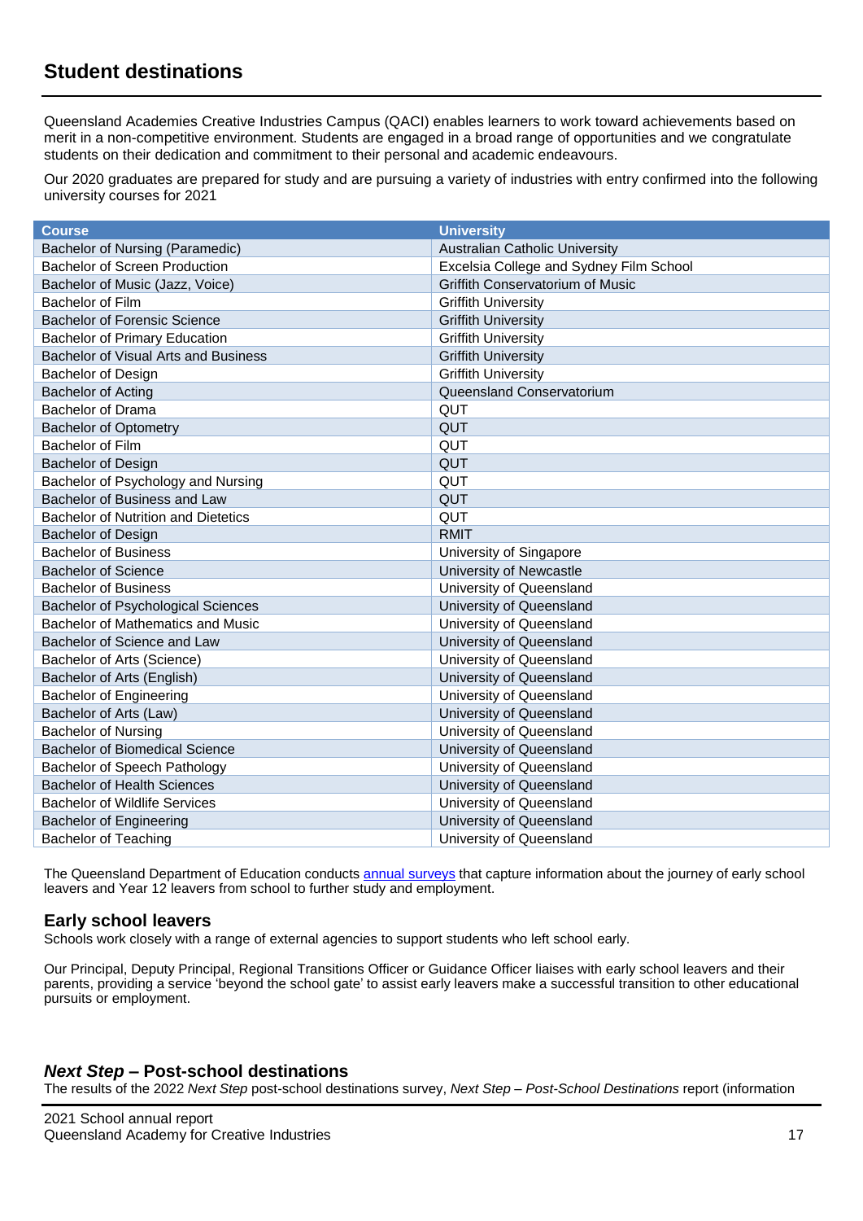## Student destinations

Queensland Academies Creative Industries Campus (QACI) enables learners to work toward achievements based on merit in a non-competitive environment. Students are engaged in a broad range of opportunities and we congratulate students on their dedication and commitment to their personal and academic endeavours.

Our 2020 graduates are prepared for study and are pursuing a variety of industries with entry confirmed into the following university courses for 2021

| Course | University |
|---|---|
| Bachelor of Nursing (Paramedic) | Australian Catholic University |
| Bachelor of Screen Production | Excelsia College and Sydney Film School |
| Bachelor of Music (Jazz, Voice) | Griffith Conservatorium of Music |
| Bachelor of Film | Griffith University |
| Bachelor of Forensic Science | Griffith University |
| Bachelor of Primary Education | Griffith University |
| Bachelor of Visual Arts and Business | Griffith University |
| Bachelor of Design | Griffith University |
| Bachelor of Acting | Queensland Conservatorium |
| Bachelor of Drama | QUT |
| Bachelor of Optometry | QUT |
| Bachelor of Film | QUT |
| Bachelor of Design | QUT |
| Bachelor of Psychology and Nursing | QUT |
| Bachelor of Business and Law | QUT |
| Bachelor of Nutrition and Dietetics | QUT |
| Bachelor of Design | RMIT |
| Bachelor of Business | University of Singapore |
| Bachelor of Science | University of Newcastle |
| Bachelor of Business | University of Queensland |
| Bachelor of Psychological Sciences | University of Queensland |
| Bachelor of Mathematics and Music | University of Queensland |
| Bachelor of Science and Law | University of Queensland |
| Bachelor of Arts (Science) | University of Queensland |
| Bachelor of Arts (English) | University of Queensland |
| Bachelor of Engineering | University of Queensland |
| Bachelor of Arts (Law) | University of Queensland |
| Bachelor of Nursing | University of Queensland |
| Bachelor of Biomedical Science | University of Queensland |
| Bachelor of Speech Pathology | University of Queensland |
| Bachelor of Health Sciences | University of Queensland |
| Bachelor of Wildlife Services | University of Queensland |
| Bachelor of Engineering | University of Queensland |
| Bachelor of Teaching | University of Queensland |

The Queensland Department of Education conducts annual surveys that capture information about the journey of early school leavers and Year 12 leavers from school to further study and employment.

### Early school leavers

Schools work closely with a range of external agencies to support students who left school early.

Our Principal, Deputy Principal, Regional Transitions Officer or Guidance Officer liaises with early school leavers and their parents, providing a service 'beyond the school gate' to assist early leavers make a successful transition to other educational pursuits or employment.

### *Next Step* – Post-school destinations

The results of the 2022 *Next Step* post-school destinations survey, *Next Step – Post-School Destinations* report (information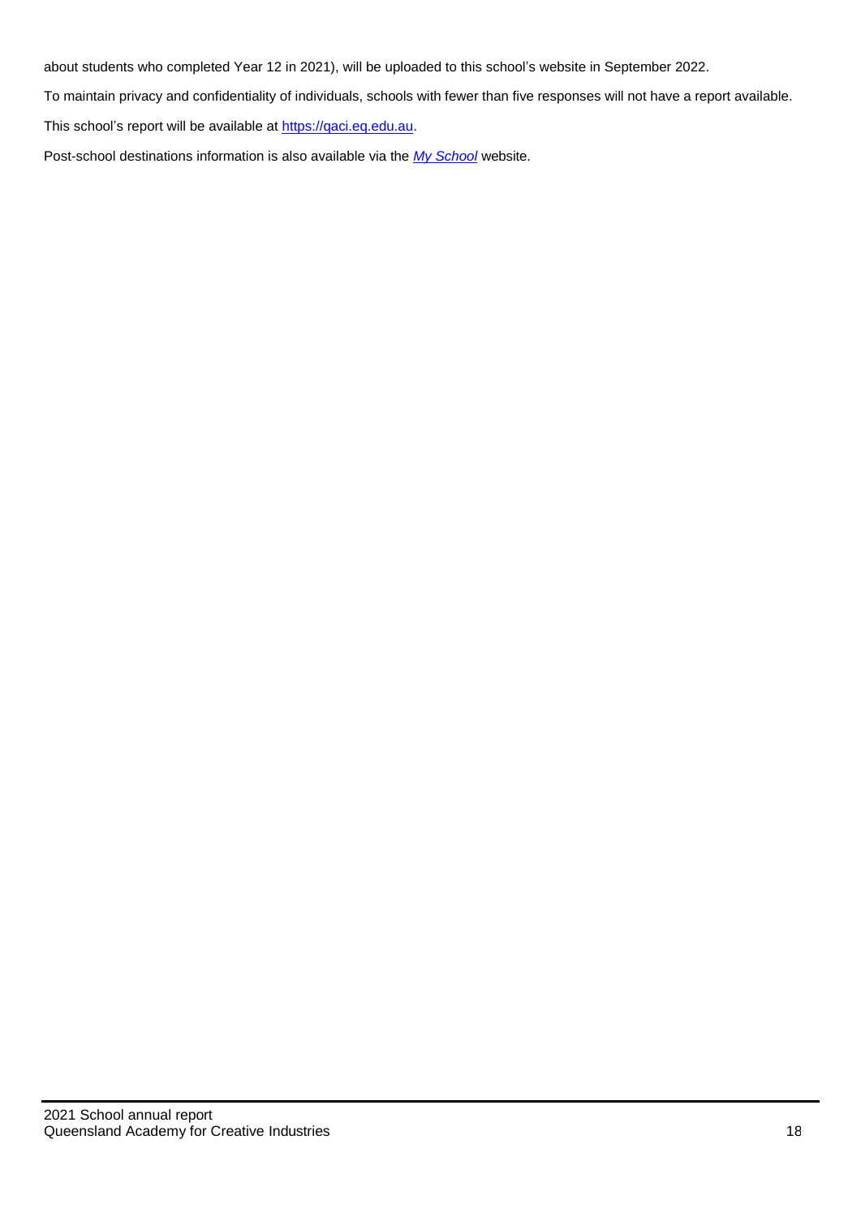about students who completed Year 12 in 2021), will be uploaded to this school's website in September 2022.

To maintain privacy and confidentiality of individuals, schools with fewer than five responses will not have a report available.

This school's report will be available at [https://qaci.eq.edu.au](https://qaci.eq.edu.au).

Post-school destinations information is also available via the *[My School](#)* website.